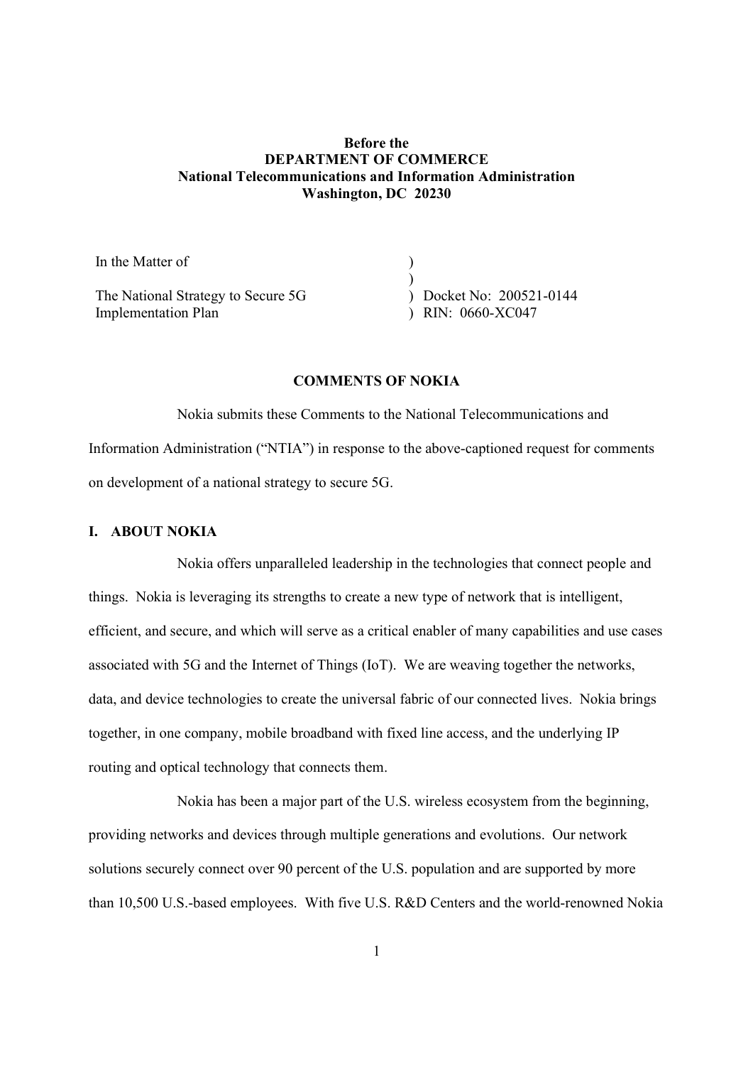**Before the**
**DEPARTMENT OF COMMERCE**
**National Telecommunications and Information Administration**
**Washington, DC 20230**

| | | |
|---|---|---|
| In the Matter of | ) | |
| | ) | |
| The National Strategy to Secure 5G | ) | Docket No: 200521-0144 |
| Implementation Plan | ) | RIN: 0660-XC047 |

## COMMENTS OF NOKIA

Nokia submits these Comments to the National Telecommunications and Information Administration ("NTIA") in response to the above-captioned request for comments on development of a national strategy to secure 5G.

## I. ABOUT NOKIA

Nokia offers unparalleled leadership in the technologies that connect people and things. Nokia is leveraging its strengths to create a new type of network that is intelligent, efficient, and secure, and which will serve as a critical enabler of many capabilities and use cases associated with 5G and the Internet of Things (IoT). We are weaving together the networks, data, and device technologies to create the universal fabric of our connected lives. Nokia brings together, in one company, mobile broadband with fixed line access, and the underlying IP routing and optical technology that connects them.

Nokia has been a major part of the U.S. wireless ecosystem from the beginning, providing networks and devices through multiple generations and evolutions. Our network solutions securely connect over 90 percent of the U.S. population and are supported by more than 10,500 U.S.-based employees. With five U.S. R&D Centers and the world-renowned Nokia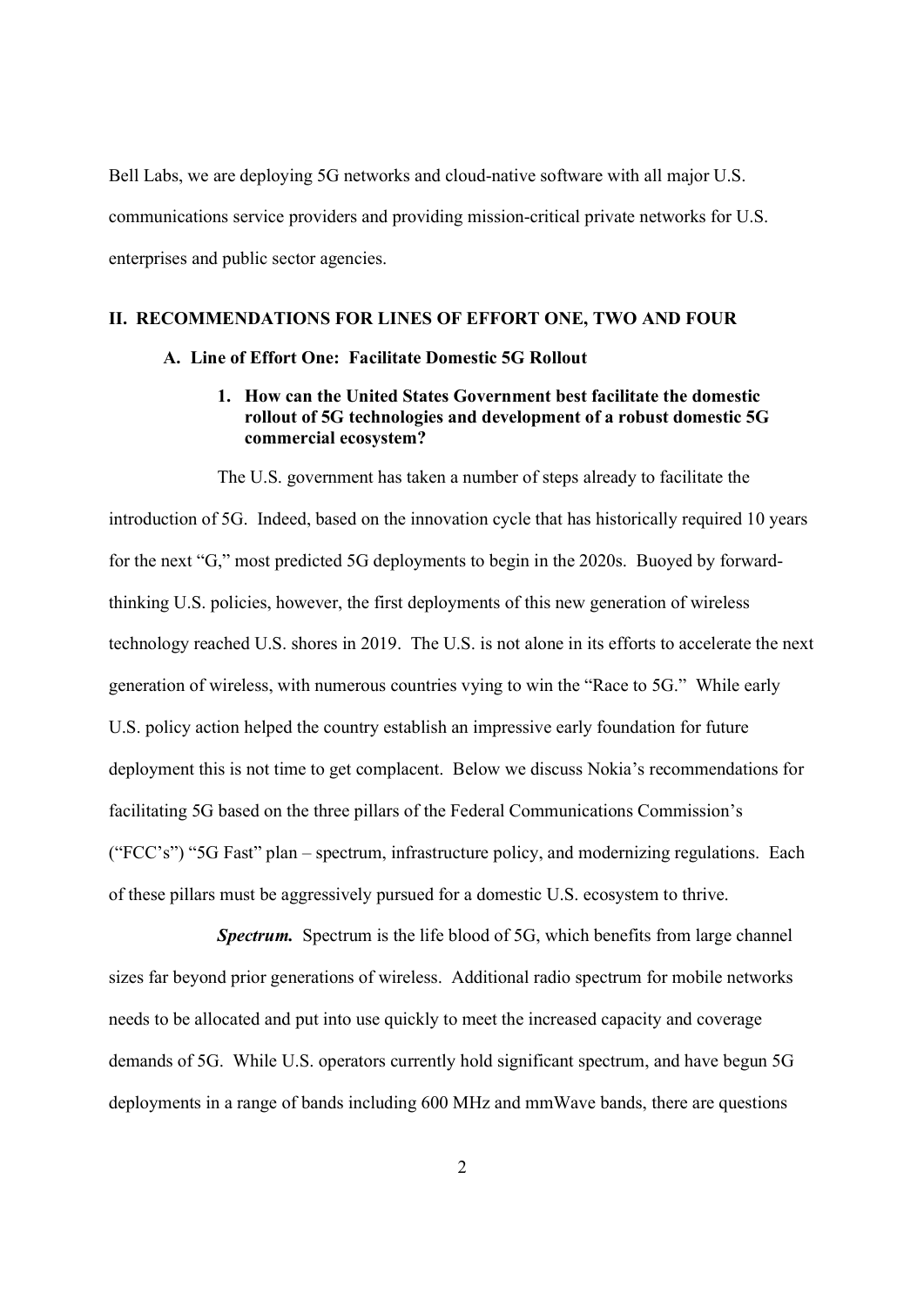Bell Labs, we are deploying 5G networks and cloud-native software with all major U.S. communications service providers and providing mission-critical private networks for U.S. enterprises and public sector agencies.

## II. RECOMMENDATIONS FOR LINES OF EFFORT ONE, TWO AND FOUR

### A. Line of Effort One: Facilitate Domestic 5G Rollout

#### 1. How can the United States Government best facilitate the domestic rollout of 5G technologies and development of a robust domestic 5G commercial ecosystem?

The U.S. government has taken a number of steps already to facilitate the introduction of 5G. Indeed, based on the innovation cycle that has historically required 10 years for the next "G," most predicted 5G deployments to begin in the 2020s. Buoyed by forward-thinking U.S. policies, however, the first deployments of this new generation of wireless technology reached U.S. shores in 2019. The U.S. is not alone in its efforts to accelerate the next generation of wireless, with numerous countries vying to win the "Race to 5G." While early U.S. policy action helped the country establish an impressive early foundation for future deployment this is not time to get complacent. Below we discuss Nokia's recommendations for facilitating 5G based on the three pillars of the Federal Communications Commission's ("FCC's") "5G Fast" plan – spectrum, infrastructure policy, and modernizing regulations. Each of these pillars must be aggressively pursued for a domestic U.S. ecosystem to thrive.

***Spectrum.*** Spectrum is the life blood of 5G, which benefits from large channel sizes far beyond prior generations of wireless. Additional radio spectrum for mobile networks needs to be allocated and put into use quickly to meet the increased capacity and coverage demands of 5G. While U.S. operators currently hold significant spectrum, and have begun 5G deployments in a range of bands including 600 MHz and mmWave bands, there are questions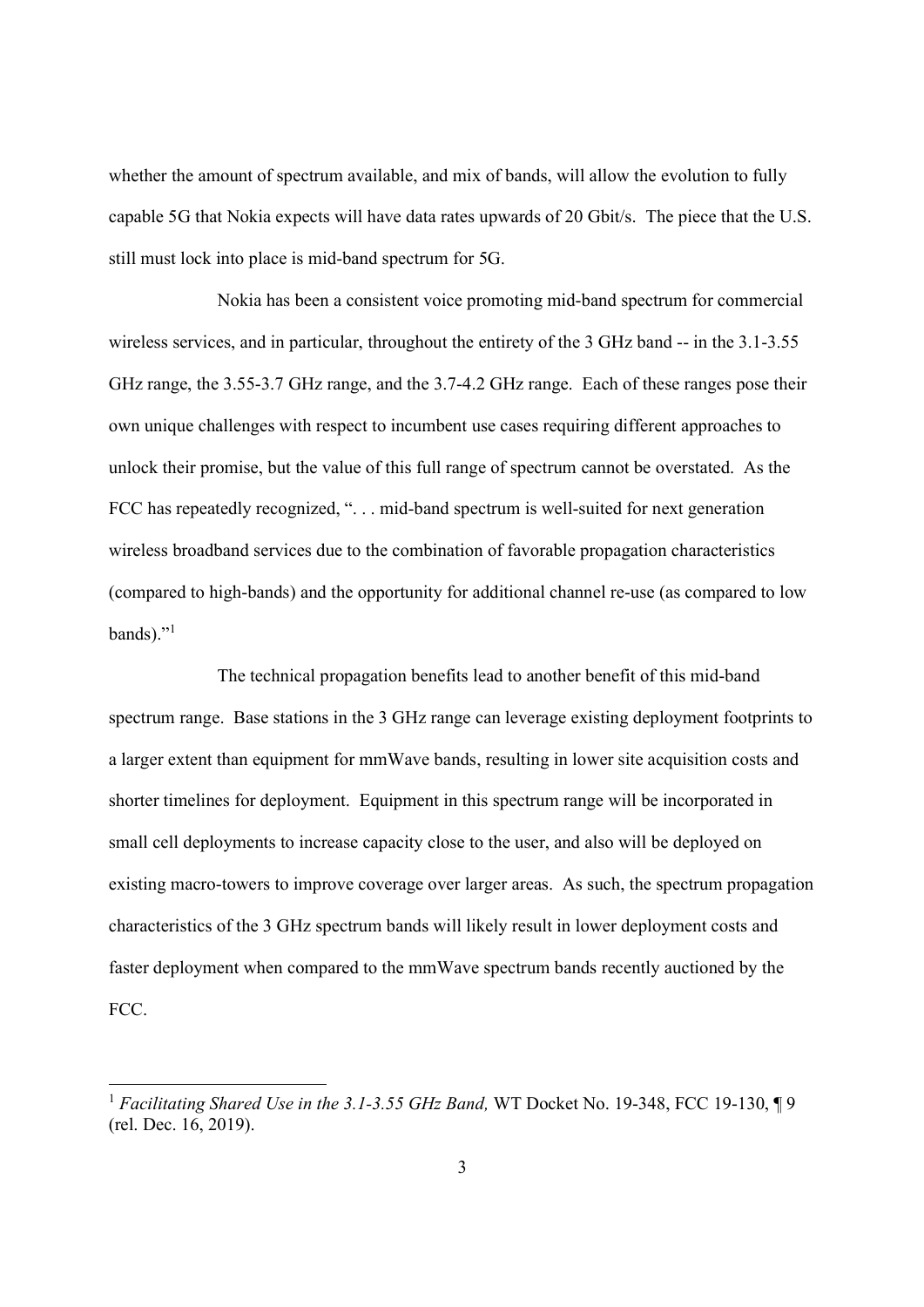whether the amount of spectrum available, and mix of bands, will allow the evolution to fully capable 5G that Nokia expects will have data rates upwards of 20 Gbit/s. The piece that the U.S. still must lock into place is mid-band spectrum for 5G.

Nokia has been a consistent voice promoting mid-band spectrum for commercial wireless services, and in particular, throughout the entirety of the 3 GHz band -- in the 3.1-3.55 GHz range, the 3.55-3.7 GHz range, and the 3.7-4.2 GHz range. Each of these ranges pose their own unique challenges with respect to incumbent use cases requiring different approaches to unlock their promise, but the value of this full range of spectrum cannot be overstated. As the FCC has repeatedly recognized, ". . . mid-band spectrum is well-suited for next generation wireless broadband services due to the combination of favorable propagation characteristics (compared to high-bands) and the opportunity for additional channel re-use (as compared to low bands)."[1]

The technical propagation benefits lead to another benefit of this mid-band spectrum range. Base stations in the 3 GHz range can leverage existing deployment footprints to a larger extent than equipment for mmWave bands, resulting in lower site acquisition costs and shorter timelines for deployment. Equipment in this spectrum range will be incorporated in small cell deployments to increase capacity close to the user, and also will be deployed on existing macro-towers to improve coverage over larger areas. As such, the spectrum propagation characteristics of the 3 GHz spectrum bands will likely result in lower deployment costs and faster deployment when compared to the mmWave spectrum bands recently auctioned by the FCC.

---

[1] *Facilitating Shared Use in the 3.1-3.55 GHz Band,* WT Docket No. 19-348, FCC 19-130, ¶ 9 (rel. Dec. 16, 2019).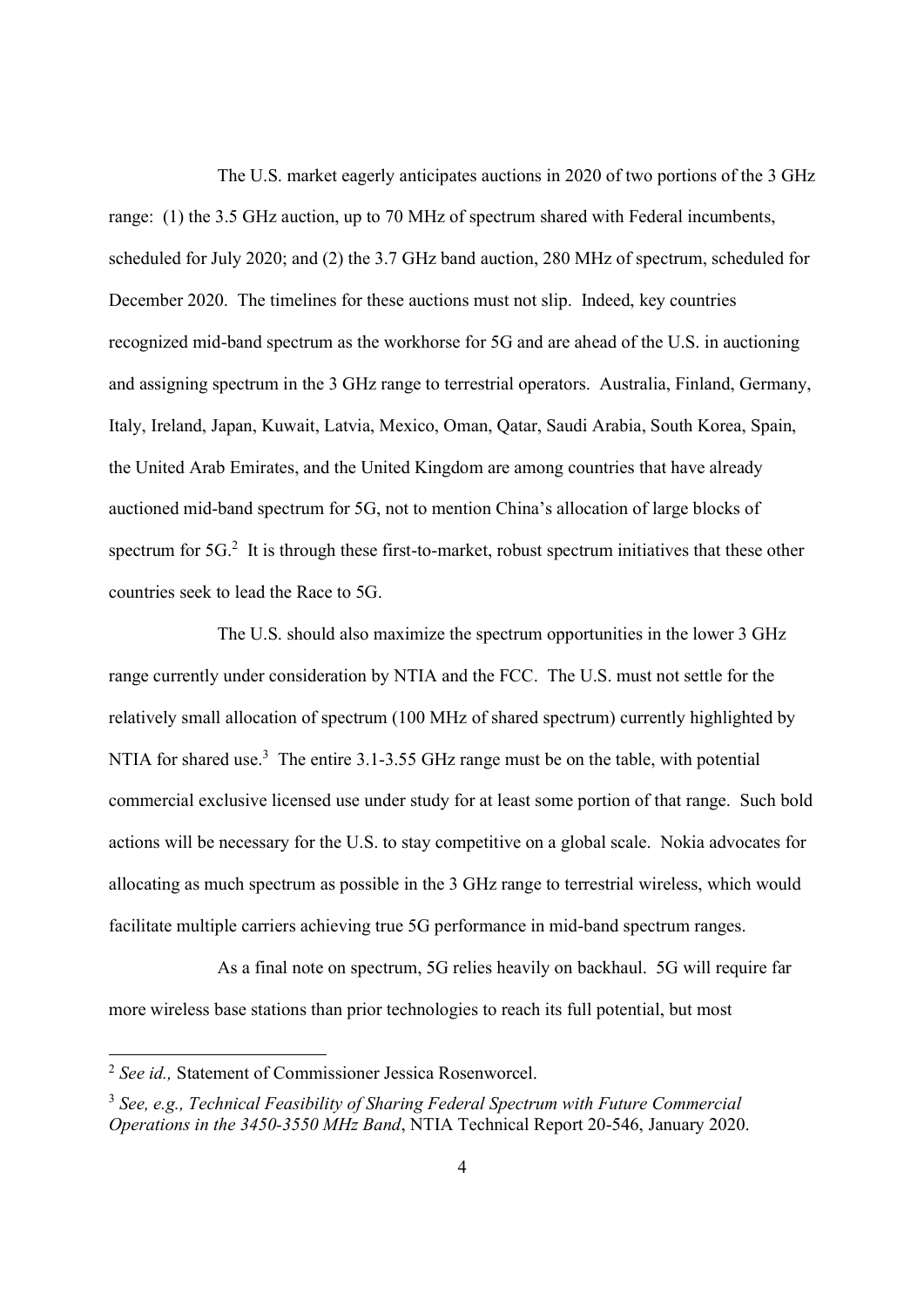The U.S. market eagerly anticipates auctions in 2020 of two portions of the 3 GHz range: (1) the 3.5 GHz auction, up to 70 MHz of spectrum shared with Federal incumbents, scheduled for July 2020; and (2) the 3.7 GHz band auction, 280 MHz of spectrum, scheduled for December 2020. The timelines for these auctions must not slip. Indeed, key countries recognized mid-band spectrum as the workhorse for 5G and are ahead of the U.S. in auctioning and assigning spectrum in the 3 GHz range to terrestrial operators. Australia, Finland, Germany, Italy, Ireland, Japan, Kuwait, Latvia, Mexico, Oman, Qatar, Saudi Arabia, South Korea, Spain, the United Arab Emirates, and the United Kingdom are among countries that have already auctioned mid-band spectrum for 5G, not to mention China's allocation of large blocks of spectrum for 5G.[2] It is through these first-to-market, robust spectrum initiatives that these other countries seek to lead the Race to 5G.

The U.S. should also maximize the spectrum opportunities in the lower 3 GHz range currently under consideration by NTIA and the FCC. The U.S. must not settle for the relatively small allocation of spectrum (100 MHz of shared spectrum) currently highlighted by NTIA for shared use.[3] The entire 3.1-3.55 GHz range must be on the table, with potential commercial exclusive licensed use under study for at least some portion of that range. Such bold actions will be necessary for the U.S. to stay competitive on a global scale. Nokia advocates for allocating as much spectrum as possible in the 3 GHz range to terrestrial wireless, which would facilitate multiple carriers achieving true 5G performance in mid-band spectrum ranges.

As a final note on spectrum, 5G relies heavily on backhaul. 5G will require far more wireless base stations than prior technologies to reach its full potential, but most

---

[2] *See id.,* Statement of Commissioner Jessica Rosenworcel.

[3] *See, e.g., Technical Feasibility of Sharing Federal Spectrum with Future Commercial Operations in the 3450-3550 MHz Band*, NTIA Technical Report 20-546, January 2020.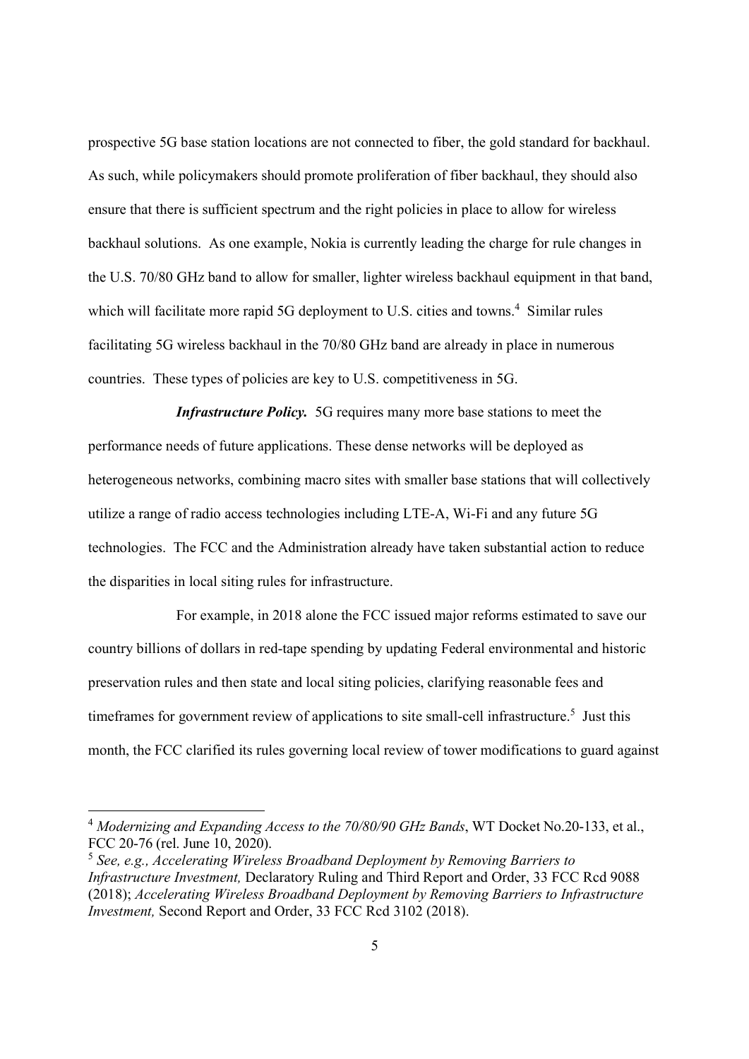prospective 5G base station locations are not connected to fiber, the gold standard for backhaul. As such, while policymakers should promote proliferation of fiber backhaul, they should also ensure that there is sufficient spectrum and the right policies in place to allow for wireless backhaul solutions. As one example, Nokia is currently leading the charge for rule changes in the U.S. 70/80 GHz band to allow for smaller, lighter wireless backhaul equipment in that band, which will facilitate more rapid 5G deployment to U.S. cities and towns.[4] Similar rules facilitating 5G wireless backhaul in the 70/80 GHz band are already in place in numerous countries. These types of policies are key to U.S. competitiveness in 5G.

***Infrastructure Policy.*** 5G requires many more base stations to meet the performance needs of future applications. These dense networks will be deployed as heterogeneous networks, combining macro sites with smaller base stations that will collectively utilize a range of radio access technologies including LTE-A, Wi-Fi and any future 5G technologies. The FCC and the Administration already have taken substantial action to reduce the disparities in local siting rules for infrastructure.

For example, in 2018 alone the FCC issued major reforms estimated to save our country billions of dollars in red-tape spending by updating Federal environmental and historic preservation rules and then state and local siting policies, clarifying reasonable fees and timeframes for government review of applications to site small-cell infrastructure.[5] Just this month, the FCC clarified its rules governing local review of tower modifications to guard against

---

[4] *Modernizing and Expanding Access to the 70/80/90 GHz Bands*, WT Docket No.20-133, et al., FCC 20-76 (rel. June 10, 2020).

[5] *See, e.g., Accelerating Wireless Broadband Deployment by Removing Barriers to Infrastructure Investment,* Declaratory Ruling and Third Report and Order, 33 FCC Rcd 9088 (2018); *Accelerating Wireless Broadband Deployment by Removing Barriers to Infrastructure Investment,* Second Report and Order, 33 FCC Rcd 3102 (2018).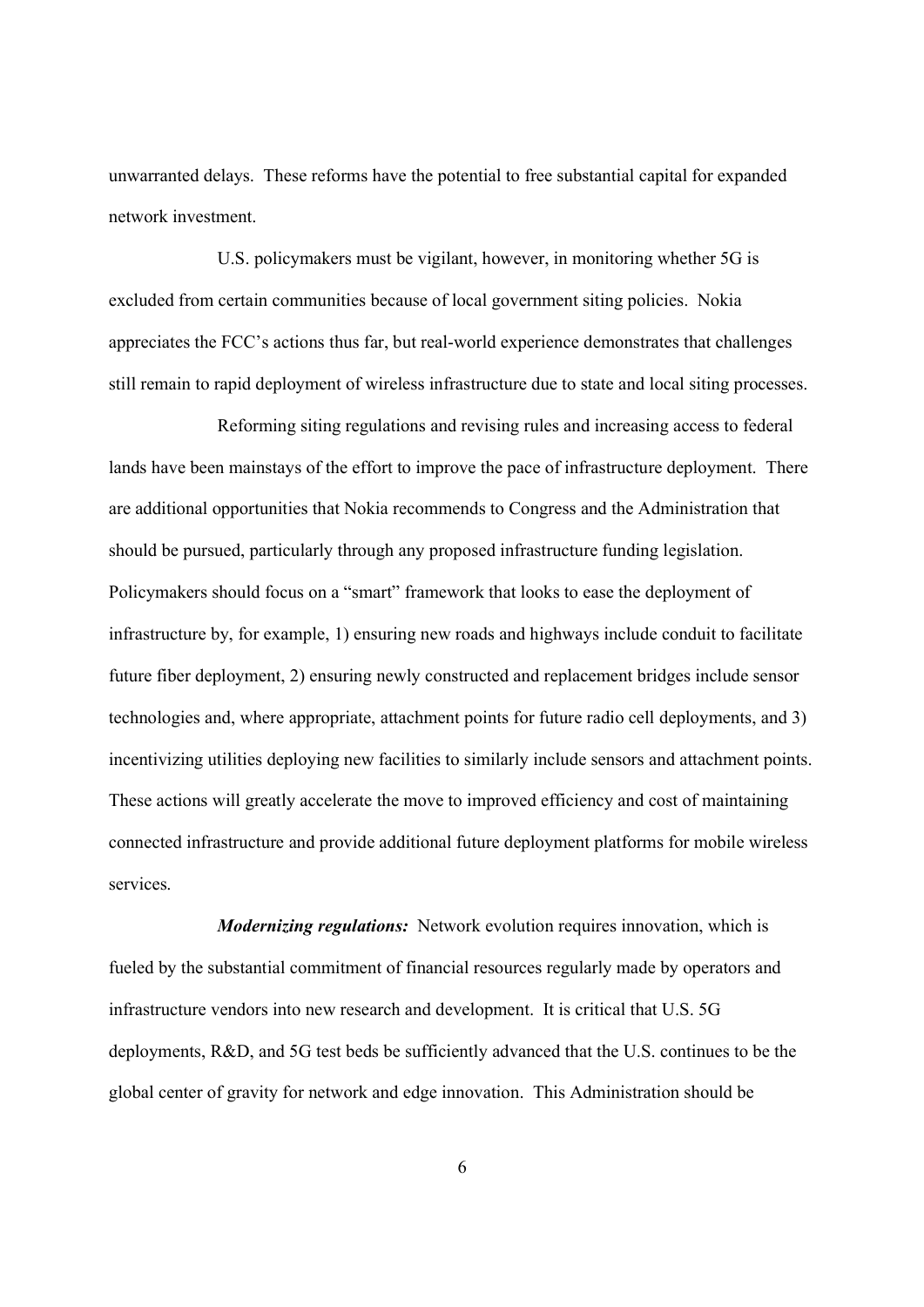unwarranted delays. These reforms have the potential to free substantial capital for expanded network investment.

U.S. policymakers must be vigilant, however, in monitoring whether 5G is excluded from certain communities because of local government siting policies. Nokia appreciates the FCC's actions thus far, but real-world experience demonstrates that challenges still remain to rapid deployment of wireless infrastructure due to state and local siting processes.

Reforming siting regulations and revising rules and increasing access to federal lands have been mainstays of the effort to improve the pace of infrastructure deployment. There are additional opportunities that Nokia recommends to Congress and the Administration that should be pursued, particularly through any proposed infrastructure funding legislation. Policymakers should focus on a "smart" framework that looks to ease the deployment of infrastructure by, for example, 1) ensuring new roads and highways include conduit to facilitate future fiber deployment, 2) ensuring newly constructed and replacement bridges include sensor technologies and, where appropriate, attachment points for future radio cell deployments, and 3) incentivizing utilities deploying new facilities to similarly include sensors and attachment points. These actions will greatly accelerate the move to improved efficiency and cost of maintaining connected infrastructure and provide additional future deployment platforms for mobile wireless services.

***Modernizing regulations:*** Network evolution requires innovation, which is fueled by the substantial commitment of financial resources regularly made by operators and infrastructure vendors into new research and development. It is critical that U.S. 5G deployments, R&D, and 5G test beds be sufficiently advanced that the U.S. continues to be the global center of gravity for network and edge innovation. This Administration should be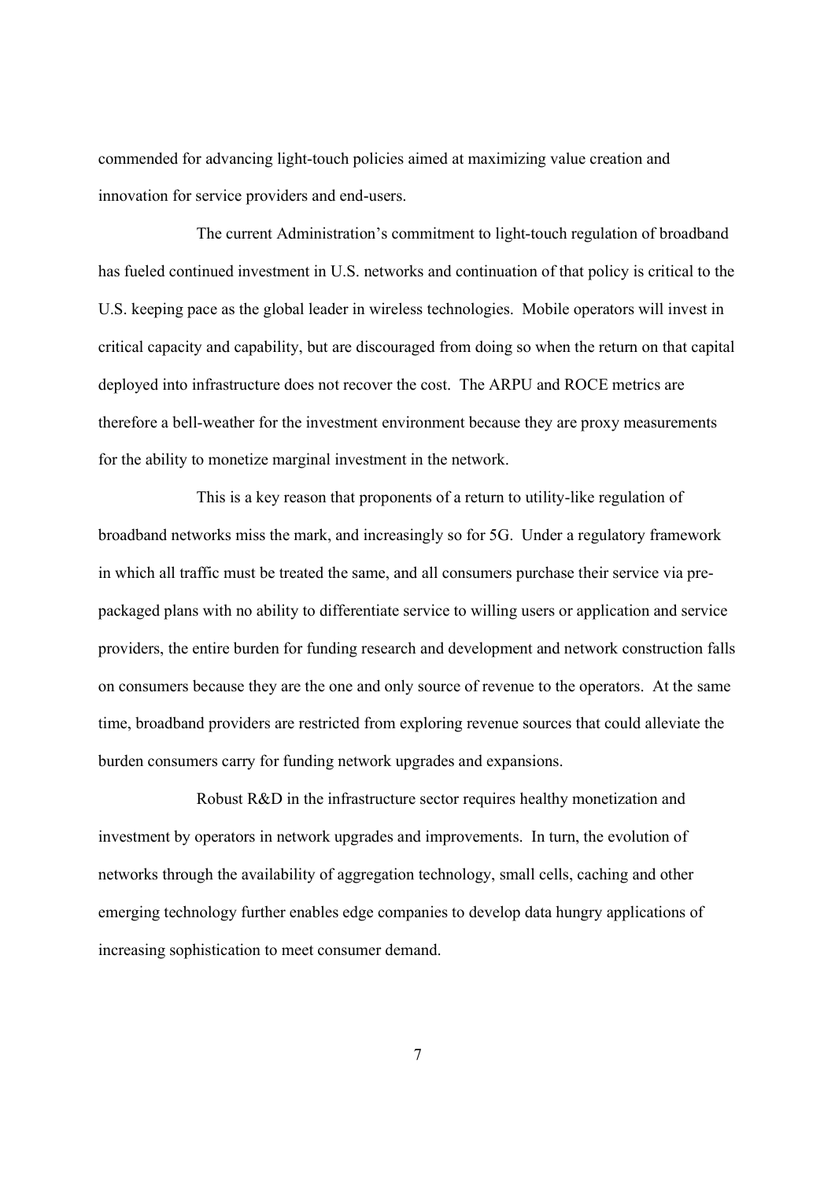commended for advancing light-touch policies aimed at maximizing value creation and innovation for service providers and end-users.

The current Administration's commitment to light-touch regulation of broadband has fueled continued investment in U.S. networks and continuation of that policy is critical to the U.S. keeping pace as the global leader in wireless technologies. Mobile operators will invest in critical capacity and capability, but are discouraged from doing so when the return on that capital deployed into infrastructure does not recover the cost. The ARPU and ROCE metrics are therefore a bell-weather for the investment environment because they are proxy measurements for the ability to monetize marginal investment in the network.

This is a key reason that proponents of a return to utility-like regulation of broadband networks miss the mark, and increasingly so for 5G. Under a regulatory framework in which all traffic must be treated the same, and all consumers purchase their service via pre-packaged plans with no ability to differentiate service to willing users or application and service providers, the entire burden for funding research and development and network construction falls on consumers because they are the one and only source of revenue to the operators. At the same time, broadband providers are restricted from exploring revenue sources that could alleviate the burden consumers carry for funding network upgrades and expansions.

Robust R&D in the infrastructure sector requires healthy monetization and investment by operators in network upgrades and improvements. In turn, the evolution of networks through the availability of aggregation technology, small cells, caching and other emerging technology further enables edge companies to develop data hungry applications of increasing sophistication to meet consumer demand.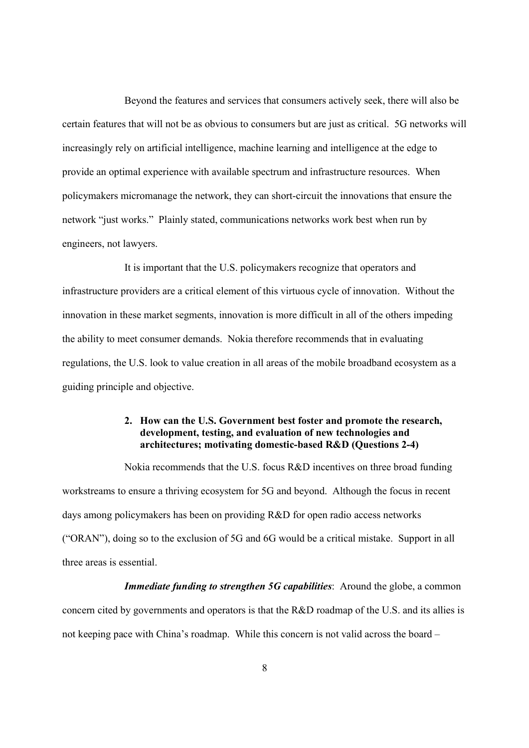Beyond the features and services that consumers actively seek, there will also be certain features that will not be as obvious to consumers but are just as critical. 5G networks will increasingly rely on artificial intelligence, machine learning and intelligence at the edge to provide an optimal experience with available spectrum and infrastructure resources. When policymakers micromanage the network, they can short-circuit the innovations that ensure the network "just works." Plainly stated, communications networks work best when run by engineers, not lawyers.

It is important that the U.S. policymakers recognize that operators and infrastructure providers are a critical element of this virtuous cycle of innovation. Without the innovation in these market segments, innovation is more difficult in all of the others impeding the ability to meet consumer demands. Nokia therefore recommends that in evaluating regulations, the U.S. look to value creation in all areas of the mobile broadband ecosystem as a guiding principle and objective.

### 2. How can the U.S. Government best foster and promote the research, development, testing, and evaluation of new technologies and architectures; motivating domestic-based R&D (Questions 2-4)

Nokia recommends that the U.S. focus R&D incentives on three broad funding workstreams to ensure a thriving ecosystem for 5G and beyond. Although the focus in recent days among policymakers has been on providing R&D for open radio access networks ("ORAN"), doing so to the exclusion of 5G and 6G would be a critical mistake. Support in all three areas is essential.

***Immediate funding to strengthen 5G capabilities***: Around the globe, a common concern cited by governments and operators is that the R&D roadmap of the U.S. and its allies is not keeping pace with China's roadmap. While this concern is not valid across the board –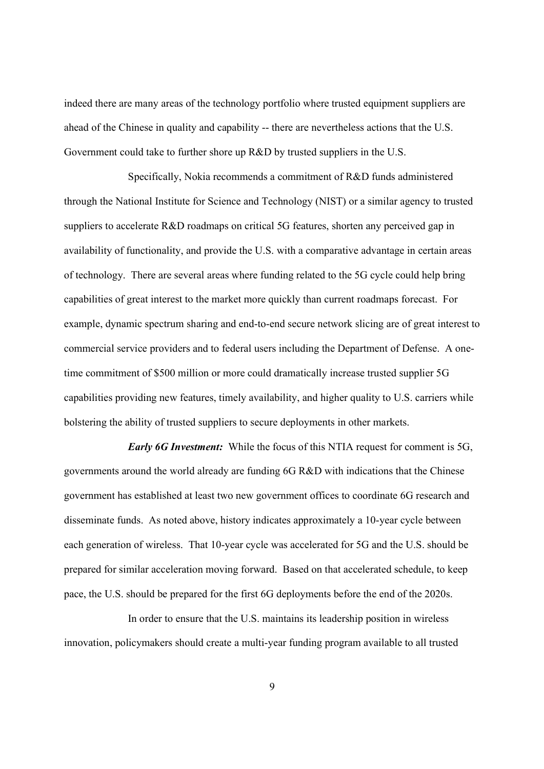indeed there are many areas of the technology portfolio where trusted equipment suppliers are ahead of the Chinese in quality and capability -- there are nevertheless actions that the U.S. Government could take to further shore up R&D by trusted suppliers in the U.S.

Specifically, Nokia recommends a commitment of R&D funds administered through the National Institute for Science and Technology (NIST) or a similar agency to trusted suppliers to accelerate R&D roadmaps on critical 5G features, shorten any perceived gap in availability of functionality, and provide the U.S. with a comparative advantage in certain areas of technology. There are several areas where funding related to the 5G cycle could help bring capabilities of great interest to the market more quickly than current roadmaps forecast. For example, dynamic spectrum sharing and end-to-end secure network slicing are of great interest to commercial service providers and to federal users including the Department of Defense. A one-time commitment of $500 million or more could dramatically increase trusted supplier 5G capabilities providing new features, timely availability, and higher quality to U.S. carriers while bolstering the ability of trusted suppliers to secure deployments in other markets.

***Early 6G Investment:*** While the focus of this NTIA request for comment is 5G, governments around the world already are funding 6G R&D with indications that the Chinese government has established at least two new government offices to coordinate 6G research and disseminate funds. As noted above, history indicates approximately a 10-year cycle between each generation of wireless. That 10-year cycle was accelerated for 5G and the U.S. should be prepared for similar acceleration moving forward. Based on that accelerated schedule, to keep pace, the U.S. should be prepared for the first 6G deployments before the end of the 2020s.

In order to ensure that the U.S. maintains its leadership position in wireless innovation, policymakers should create a multi-year funding program available to all trusted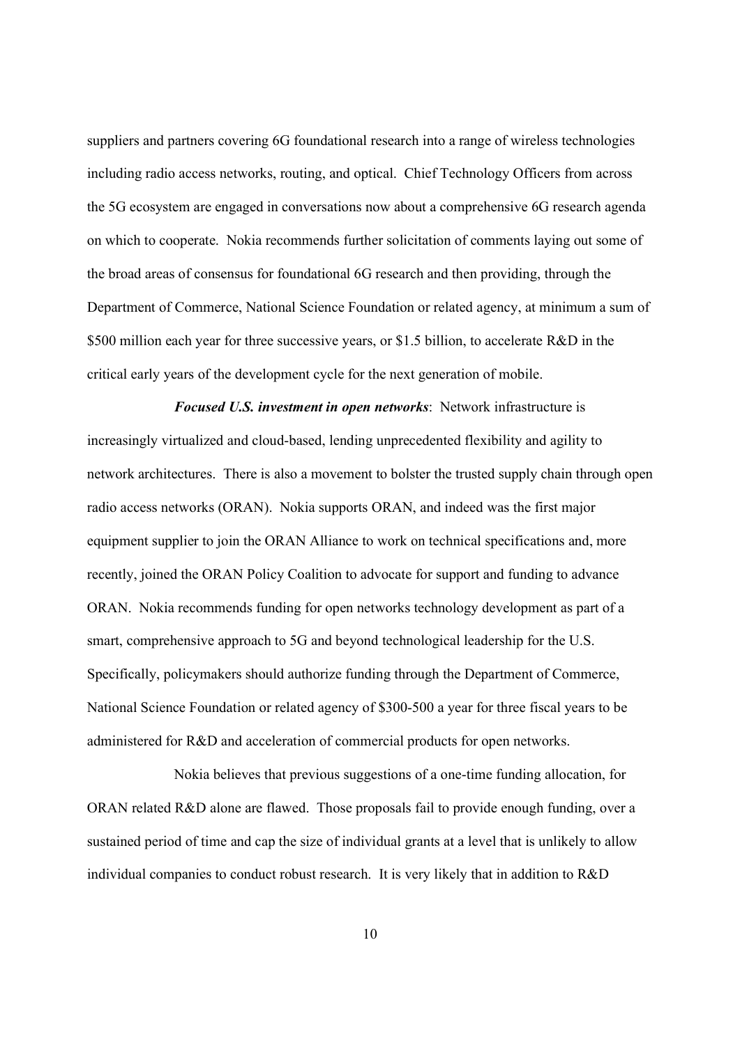suppliers and partners covering 6G foundational research into a range of wireless technologies including radio access networks, routing, and optical. Chief Technology Officers from across the 5G ecosystem are engaged in conversations now about a comprehensive 6G research agenda on which to cooperate. Nokia recommends further solicitation of comments laying out some of the broad areas of consensus for foundational 6G research and then providing, through the Department of Commerce, National Science Foundation or related agency, at minimum a sum of \$500 million each year for three successive years, or \$1.5 billion, to accelerate R&D in the critical early years of the development cycle for the next generation of mobile.

***Focused U.S. investment in open networks***: Network infrastructure is increasingly virtualized and cloud-based, lending unprecedented flexibility and agility to network architectures. There is also a movement to bolster the trusted supply chain through open radio access networks (ORAN). Nokia supports ORAN, and indeed was the first major equipment supplier to join the ORAN Alliance to work on technical specifications and, more recently, joined the ORAN Policy Coalition to advocate for support and funding to advance ORAN. Nokia recommends funding for open networks technology development as part of a smart, comprehensive approach to 5G and beyond technological leadership for the U.S. Specifically, policymakers should authorize funding through the Department of Commerce, National Science Foundation or related agency of \$300-500 a year for three fiscal years to be administered for R&D and acceleration of commercial products for open networks.

Nokia believes that previous suggestions of a one-time funding allocation, for ORAN related R&D alone are flawed. Those proposals fail to provide enough funding, over a sustained period of time and cap the size of individual grants at a level that is unlikely to allow individual companies to conduct robust research. It is very likely that in addition to R&D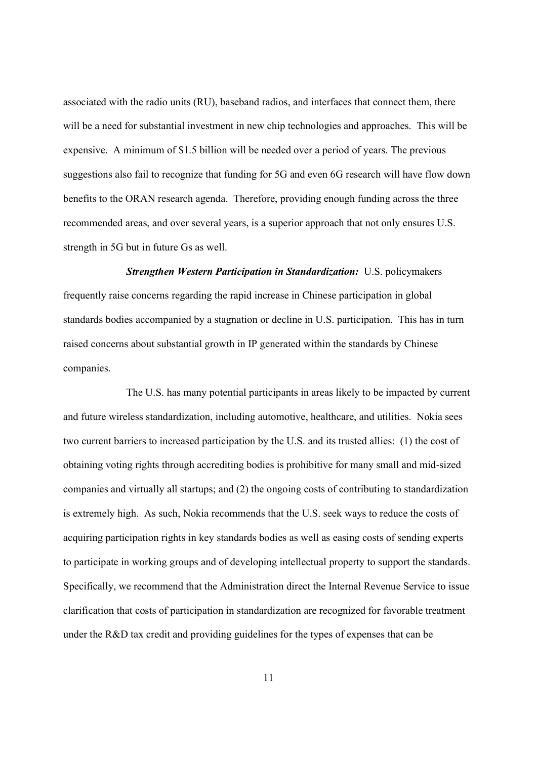associated with the radio units (RU), baseband radios, and interfaces that connect them, there will be a need for substantial investment in new chip technologies and approaches. This will be expensive. A minimum of $1.5 billion will be needed over a period of years. The previous suggestions also fail to recognize that funding for 5G and even 6G research will have flow down benefits to the ORAN research agenda. Therefore, providing enough funding across the three recommended areas, and over several years, is a superior approach that not only ensures U.S. strength in 5G but in future Gs as well.

***Strengthen Western Participation in Standardization:*** U.S. policymakers frequently raise concerns regarding the rapid increase in Chinese participation in global standards bodies accompanied by a stagnation or decline in U.S. participation. This has in turn raised concerns about substantial growth in IP generated within the standards by Chinese companies.

The U.S. has many potential participants in areas likely to be impacted by current and future wireless standardization, including automotive, healthcare, and utilities. Nokia sees two current barriers to increased participation by the U.S. and its trusted allies: (1) the cost of obtaining voting rights through accrediting bodies is prohibitive for many small and mid-sized companies and virtually all startups; and (2) the ongoing costs of contributing to standardization is extremely high. As such, Nokia recommends that the U.S. seek ways to reduce the costs of acquiring participation rights in key standards bodies as well as easing costs of sending experts to participate in working groups and of developing intellectual property to support the standards. Specifically, we recommend that the Administration direct the Internal Revenue Service to issue clarification that costs of participation in standardization are recognized for favorable treatment under the R&D tax credit and providing guidelines for the types of expenses that can be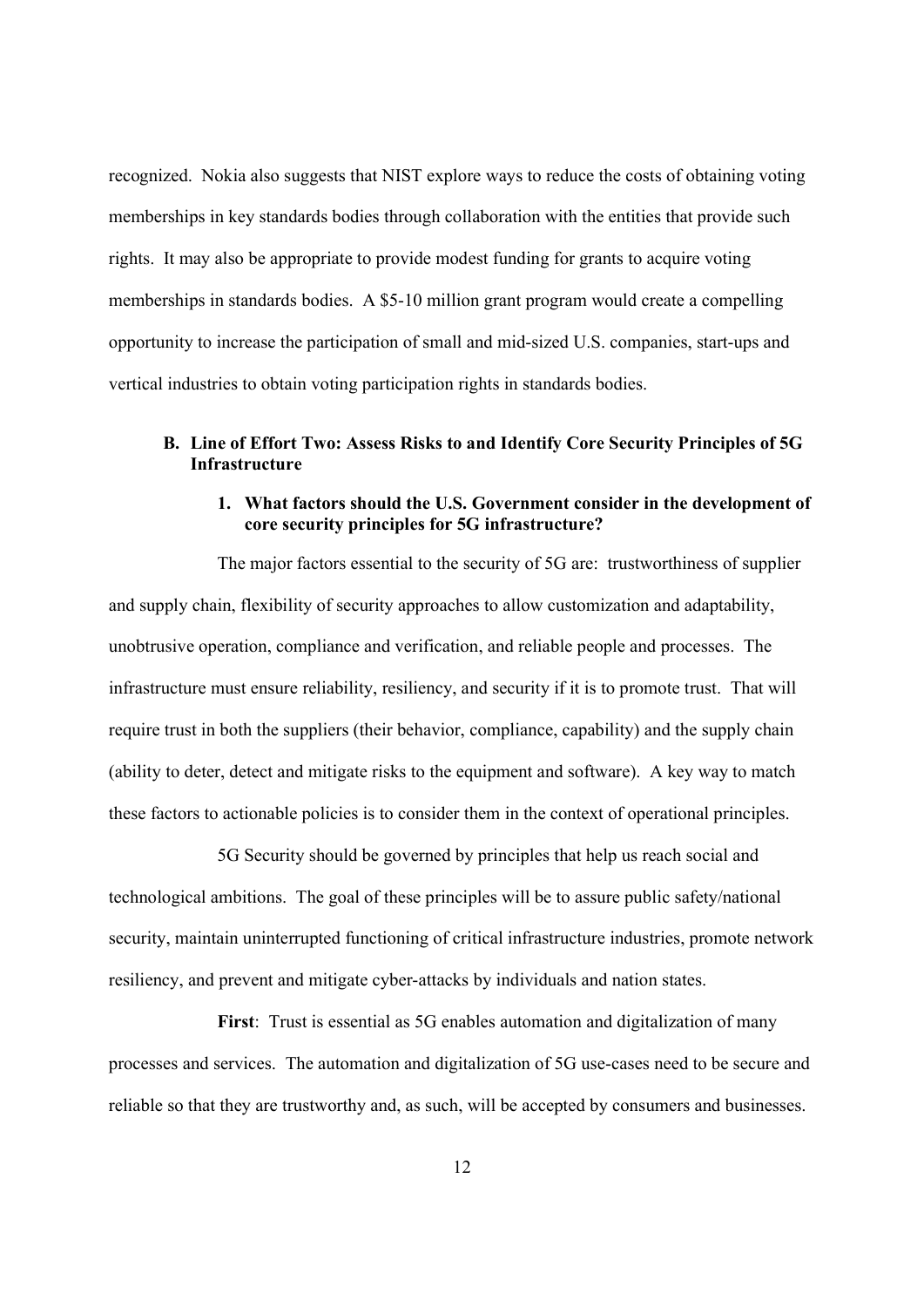recognized. Nokia also suggests that NIST explore ways to reduce the costs of obtaining voting memberships in key standards bodies through collaboration with the entities that provide such rights. It may also be appropriate to provide modest funding for grants to acquire voting memberships in standards bodies. A $5-10 million grant program would create a compelling opportunity to increase the participation of small and mid-sized U.S. companies, start-ups and vertical industries to obtain voting participation rights in standards bodies.

## B. Line of Effort Two: Assess Risks to and Identify Core Security Principles of 5G Infrastructure

### 1. What factors should the U.S. Government consider in the development of core security principles for 5G infrastructure?

The major factors essential to the security of 5G are: trustworthiness of supplier and supply chain, flexibility of security approaches to allow customization and adaptability, unobtrusive operation, compliance and verification, and reliable people and processes. The infrastructure must ensure reliability, resiliency, and security if it is to promote trust. That will require trust in both the suppliers (their behavior, compliance, capability) and the supply chain (ability to deter, detect and mitigate risks to the equipment and software). A key way to match these factors to actionable policies is to consider them in the context of operational principles.

5G Security should be governed by principles that help us reach social and technological ambitions. The goal of these principles will be to assure public safety/national security, maintain uninterrupted functioning of critical infrastructure industries, promote network resiliency, and prevent and mitigate cyber-attacks by individuals and nation states.

**First**: Trust is essential as 5G enables automation and digitalization of many processes and services. The automation and digitalization of 5G use-cases need to be secure and reliable so that they are trustworthy and, as such, will be accepted by consumers and businesses.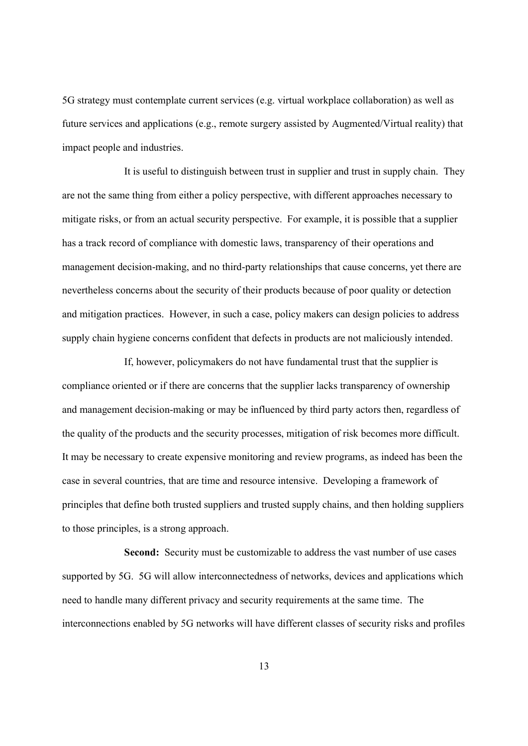5G strategy must contemplate current services (e.g. virtual workplace collaboration) as well as future services and applications (e.g., remote surgery assisted by Augmented/Virtual reality) that impact people and industries.

It is useful to distinguish between trust in supplier and trust in supply chain. They are not the same thing from either a policy perspective, with different approaches necessary to mitigate risks, or from an actual security perspective. For example, it is possible that a supplier has a track record of compliance with domestic laws, transparency of their operations and management decision-making, and no third-party relationships that cause concerns, yet there are nevertheless concerns about the security of their products because of poor quality or detection and mitigation practices. However, in such a case, policy makers can design policies to address supply chain hygiene concerns confident that defects in products are not maliciously intended.

If, however, policymakers do not have fundamental trust that the supplier is compliance oriented or if there are concerns that the supplier lacks transparency of ownership and management decision-making or may be influenced by third party actors then, regardless of the quality of the products and the security processes, mitigation of risk becomes more difficult. It may be necessary to create expensive monitoring and review programs, as indeed has been the case in several countries, that are time and resource intensive. Developing a framework of principles that define both trusted suppliers and trusted supply chains, and then holding suppliers to those principles, is a strong approach.

**Second:** Security must be customizable to address the vast number of use cases supported by 5G. 5G will allow interconnectedness of networks, devices and applications which need to handle many different privacy and security requirements at the same time. The interconnections enabled by 5G networks will have different classes of security risks and profiles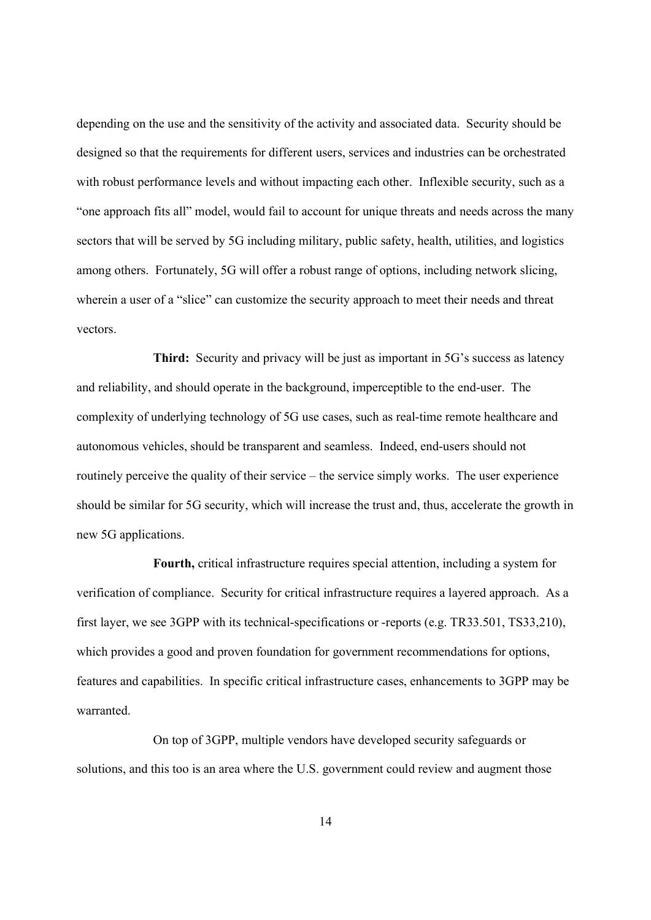depending on the use and the sensitivity of the activity and associated data. Security should be designed so that the requirements for different users, services and industries can be orchestrated with robust performance levels and without impacting each other. Inflexible security, such as a "one approach fits all" model, would fail to account for unique threats and needs across the many sectors that will be served by 5G including military, public safety, health, utilities, and logistics among others. Fortunately, 5G will offer a robust range of options, including network slicing, wherein a user of a "slice" can customize the security approach to meet their needs and threat vectors.

**Third:** Security and privacy will be just as important in 5G's success as latency and reliability, and should operate in the background, imperceptible to the end-user. The complexity of underlying technology of 5G use cases, such as real-time remote healthcare and autonomous vehicles, should be transparent and seamless. Indeed, end-users should not routinely perceive the quality of their service – the service simply works. The user experience should be similar for 5G security, which will increase the trust and, thus, accelerate the growth in new 5G applications.

**Fourth,** critical infrastructure requires special attention, including a system for verification of compliance. Security for critical infrastructure requires a layered approach. As a first layer, we see 3GPP with its technical-specifications or -reports (e.g. TR33.501, TS33,210), which provides a good and proven foundation for government recommendations for options, features and capabilities. In specific critical infrastructure cases, enhancements to 3GPP may be warranted.

On top of 3GPP, multiple vendors have developed security safeguards or solutions, and this too is an area where the U.S. government could review and augment those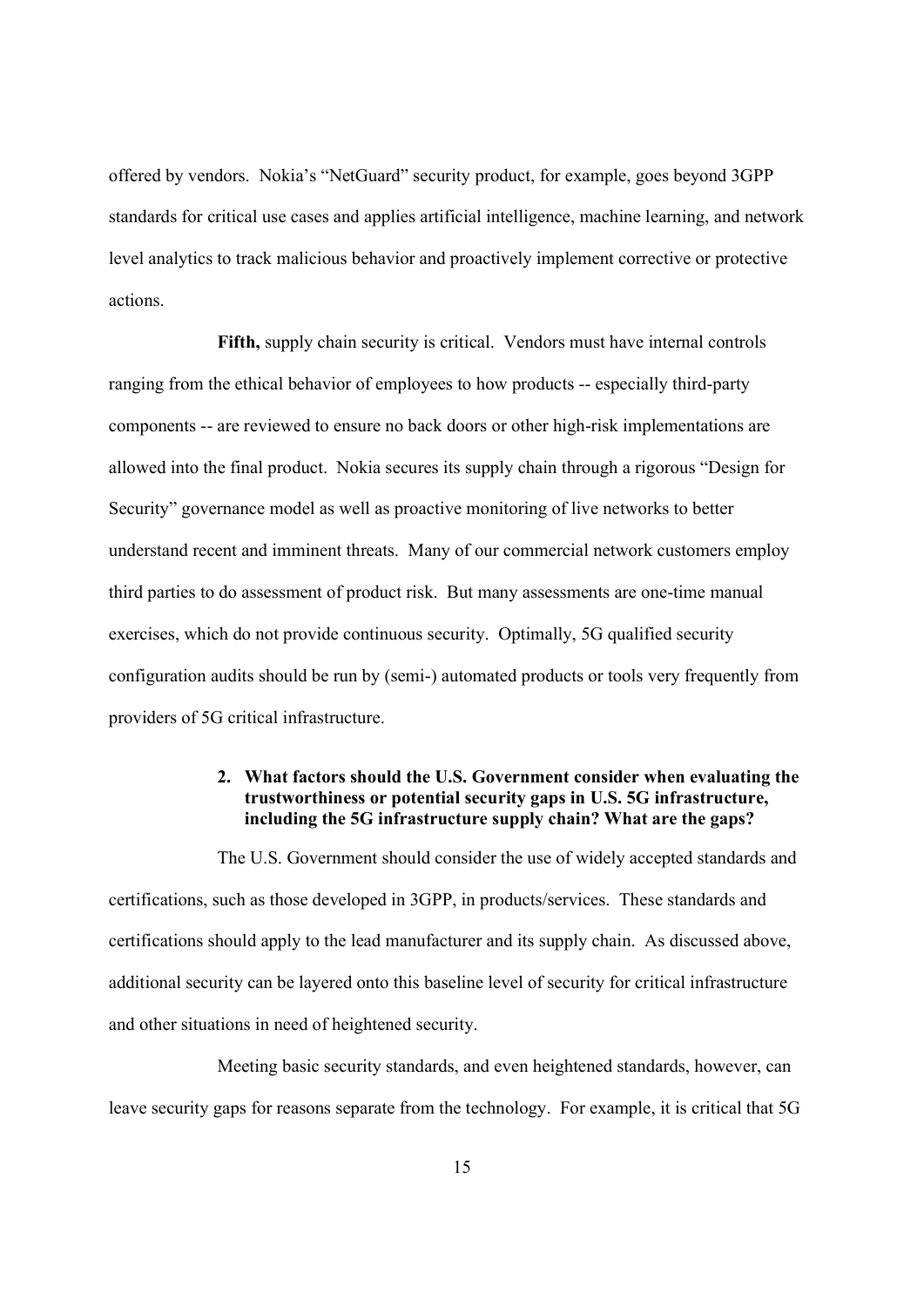offered by vendors. Nokia's "NetGuard" security product, for example, goes beyond 3GPP standards for critical use cases and applies artificial intelligence, machine learning, and network level analytics to track malicious behavior and proactively implement corrective or protective actions.

**Fifth,** supply chain security is critical. Vendors must have internal controls ranging from the ethical behavior of employees to how products -- especially third-party components -- are reviewed to ensure no back doors or other high-risk implementations are allowed into the final product. Nokia secures its supply chain through a rigorous "Design for Security" governance model as well as proactive monitoring of live networks to better understand recent and imminent threats. Many of our commercial network customers employ third parties to do assessment of product risk. But many assessments are one-time manual exercises, which do not provide continuous security. Optimally, 5G qualified security configuration audits should be run by (semi-) automated products or tools very frequently from providers of 5G critical infrastructure.

2. **What factors should the U.S. Government consider when evaluating the trustworthiness or potential security gaps in U.S. 5G infrastructure, including the 5G infrastructure supply chain? What are the gaps?**

The U.S. Government should consider the use of widely accepted standards and certifications, such as those developed in 3GPP, in products/services. These standards and certifications should apply to the lead manufacturer and its supply chain. As discussed above, additional security can be layered onto this baseline level of security for critical infrastructure and other situations in need of heightened security.

Meeting basic security standards, and even heightened standards, however, can leave security gaps for reasons separate from the technology. For example, it is critical that 5G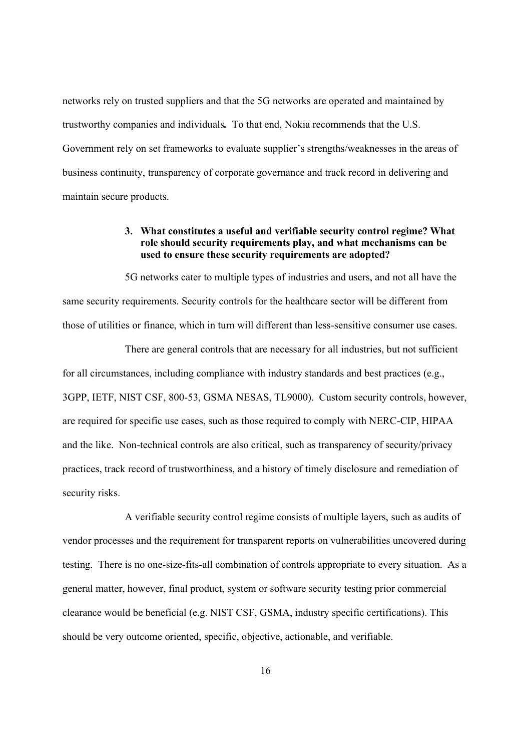networks rely on trusted suppliers and that the 5G networks are operated and maintained by trustworthy companies and individuals**.** To that end, Nokia recommends that the U.S. Government rely on set frameworks to evaluate supplier's strengths/weaknesses in the areas of business continuity, transparency of corporate governance and track record in delivering and maintain secure products.

### 3. What constitutes a useful and verifiable security control regime? What role should security requirements play, and what mechanisms can be used to ensure these security requirements are adopted?

5G networks cater to multiple types of industries and users, and not all have the same security requirements. Security controls for the healthcare sector will be different from those of utilities or finance, which in turn will different than less-sensitive consumer use cases.

There are general controls that are necessary for all industries, but not sufficient for all circumstances, including compliance with industry standards and best practices (e.g., 3GPP, IETF, NIST CSF, 800-53, GSMA NESAS, TL9000). Custom security controls, however, are required for specific use cases, such as those required to comply with NERC-CIP, HIPAA and the like. Non-technical controls are also critical, such as transparency of security/privacy practices, track record of trustworthiness, and a history of timely disclosure and remediation of security risks.

A verifiable security control regime consists of multiple layers, such as audits of vendor processes and the requirement for transparent reports on vulnerabilities uncovered during testing. There is no one-size-fits-all combination of controls appropriate to every situation. As a general matter, however, final product, system or software security testing prior commercial clearance would be beneficial (e.g. NIST CSF, GSMA, industry specific certifications). This should be very outcome oriented, specific, objective, actionable, and verifiable.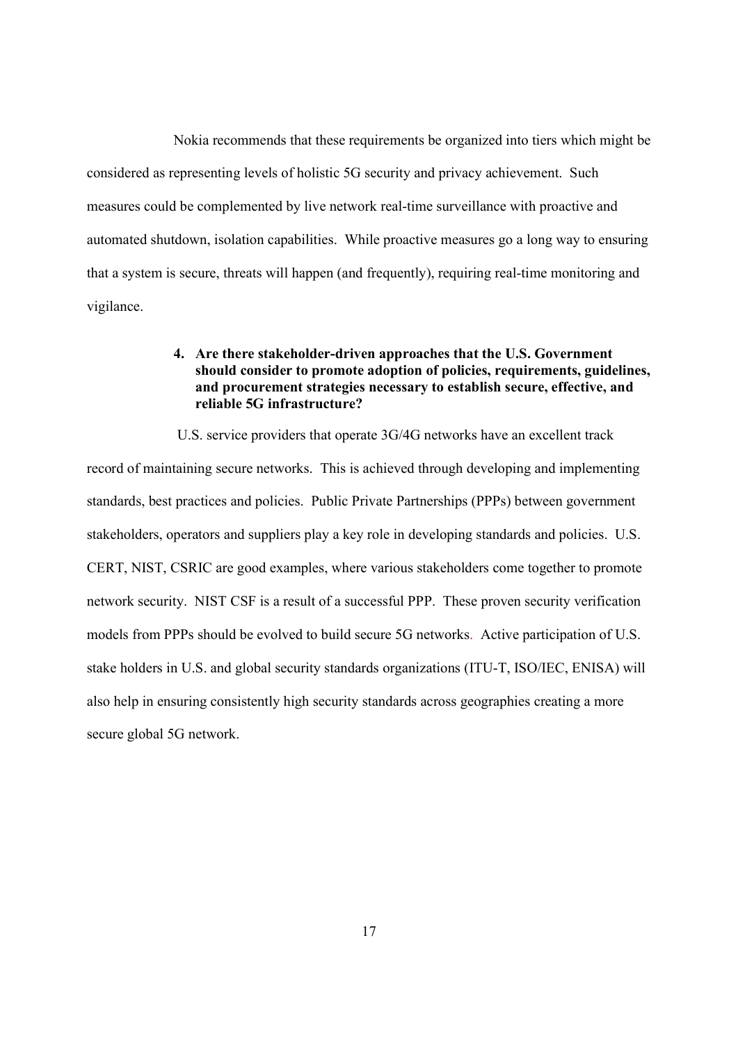Nokia recommends that these requirements be organized into tiers which might be considered as representing levels of holistic 5G security and privacy achievement. Such measures could be complemented by live network real-time surveillance with proactive and automated shutdown, isolation capabilities. While proactive measures go a long way to ensuring that a system is secure, threats will happen (and frequently), requiring real-time monitoring and vigilance.

**4. Are there stakeholder-driven approaches that the U.S. Government should consider to promote adoption of policies, requirements, guidelines, and procurement strategies necessary to establish secure, effective, and reliable 5G infrastructure?**

U.S. service providers that operate 3G/4G networks have an excellent track record of maintaining secure networks. This is achieved through developing and implementing standards, best practices and policies. Public Private Partnerships (PPPs) between government stakeholders, operators and suppliers play a key role in developing standards and policies. U.S. CERT, NIST, CSRIC are good examples, where various stakeholders come together to promote network security. NIST CSF is a result of a successful PPP. These proven security verification models from PPPs should be evolved to build secure 5G networks. Active participation of U.S. stake holders in U.S. and global security standards organizations (ITU-T, ISO/IEC, ENISA) will also help in ensuring consistently high security standards across geographies creating a more secure global 5G network.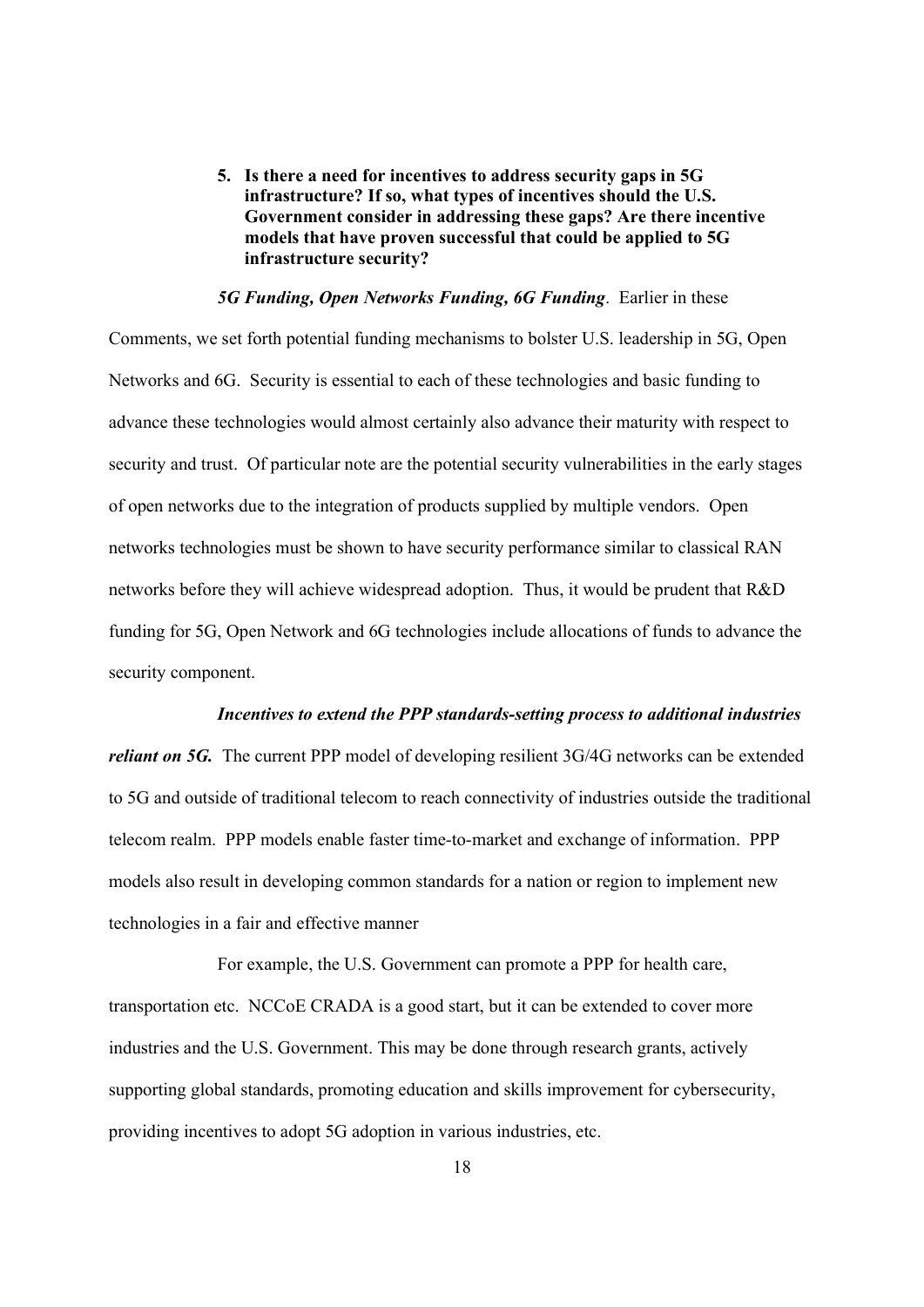5. **Is there a need for incentives to address security gaps in 5G infrastructure? If so, what types of incentives should the U.S. Government consider in addressing these gaps? Are there incentive models that have proven successful that could be applied to 5G infrastructure security?**

***5G Funding, Open Networks Funding, 6G Funding*.** Earlier in these Comments, we set forth potential funding mechanisms to bolster U.S. leadership in 5G, Open Networks and 6G. Security is essential to each of these technologies and basic funding to advance these technologies would almost certainly also advance their maturity with respect to security and trust. Of particular note are the potential security vulnerabilities in the early stages of open networks due to the integration of products supplied by multiple vendors. Open networks technologies must be shown to have security performance similar to classical RAN networks before they will achieve widespread adoption. Thus, it would be prudent that R&D funding for 5G, Open Network and 6G technologies include allocations of funds to advance the security component.

***Incentives to extend the PPP standards-setting process to additional industries reliant on 5G.*** The current PPP model of developing resilient 3G/4G networks can be extended to 5G and outside of traditional telecom to reach connectivity of industries outside the traditional telecom realm. PPP models enable faster time-to-market and exchange of information. PPP models also result in developing common standards for a nation or region to implement new technologies in a fair and effective manner

For example, the U.S. Government can promote a PPP for health care, transportation etc. NCCoE CRADA is a good start, but it can be extended to cover more industries and the U.S. Government. This may be done through research grants, actively supporting global standards, promoting education and skills improvement for cybersecurity, providing incentives to adopt 5G adoption in various industries, etc.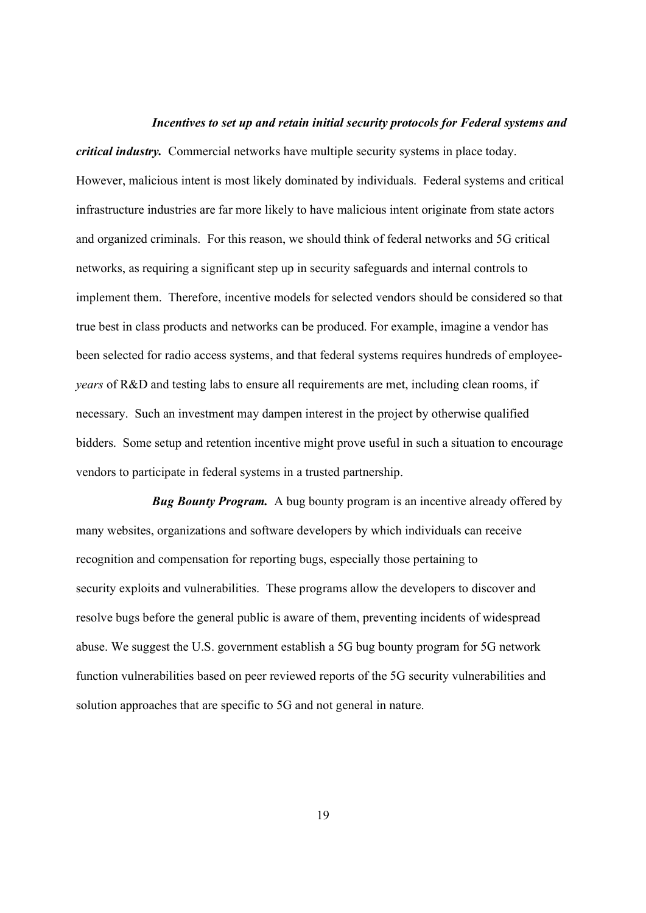***Incentives to set up and retain initial security protocols for Federal systems and critical industry.*** Commercial networks have multiple security systems in place today. However, malicious intent is most likely dominated by individuals. Federal systems and critical infrastructure industries are far more likely to have malicious intent originate from state actors and organized criminals. For this reason, we should think of federal networks and 5G critical networks, as requiring a significant step up in security safeguards and internal controls to implement them. Therefore, incentive models for selected vendors should be considered so that true best in class products and networks can be produced. For example, imagine a vendor has been selected for radio access systems, and that federal systems requires hundreds of employee-*years* of R&D and testing labs to ensure all requirements are met, including clean rooms, if necessary. Such an investment may dampen interest in the project by otherwise qualified bidders. Some setup and retention incentive might prove useful in such a situation to encourage vendors to participate in federal systems in a trusted partnership.

***Bug Bounty Program.*** A bug bounty program is an incentive already offered by many websites, organizations and software developers by which individuals can receive recognition and compensation for reporting bugs, especially those pertaining to security exploits and vulnerabilities. These programs allow the developers to discover and resolve bugs before the general public is aware of them, preventing incidents of widespread abuse. We suggest the U.S. government establish a 5G bug bounty program for 5G network function vulnerabilities based on peer reviewed reports of the 5G security vulnerabilities and solution approaches that are specific to 5G and not general in nature.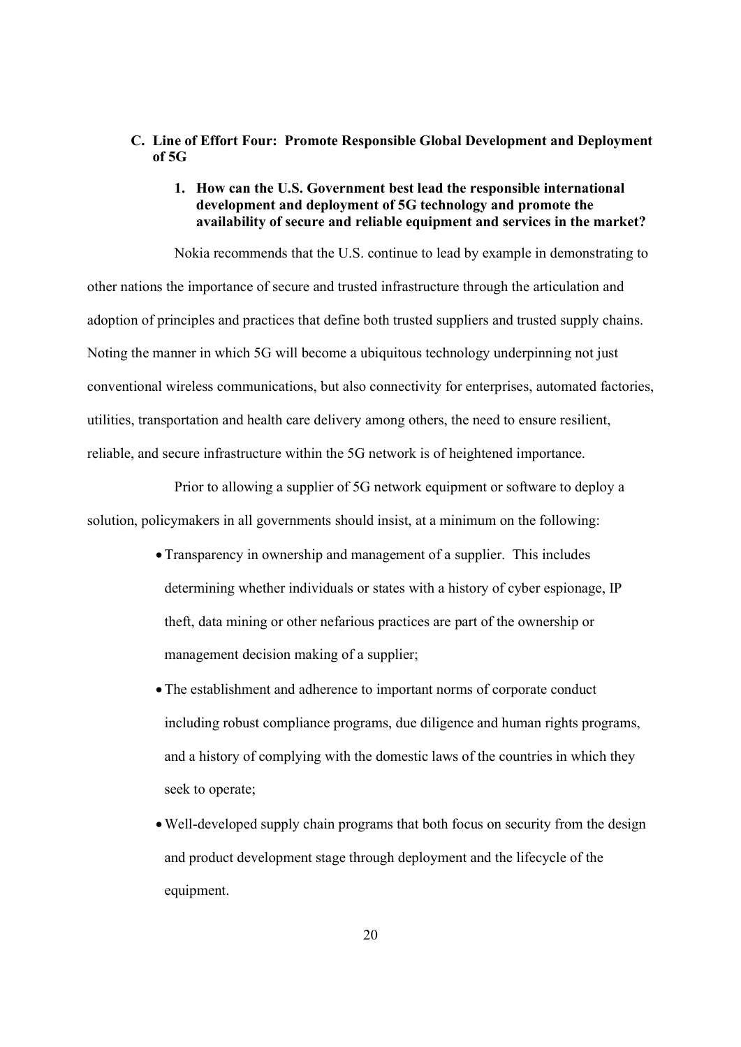### C. Line of Effort Four: Promote Responsible Global Development and Deployment of 5G

#### 1. How can the U.S. Government best lead the responsible international development and deployment of 5G technology and promote the availability of secure and reliable equipment and services in the market?

Nokia recommends that the U.S. continue to lead by example in demonstrating to other nations the importance of secure and trusted infrastructure through the articulation and adoption of principles and practices that define both trusted suppliers and trusted supply chains. Noting the manner in which 5G will become a ubiquitous technology underpinning not just conventional wireless communications, but also connectivity for enterprises, automated factories, utilities, transportation and health care delivery among others, the need to ensure resilient, reliable, and secure infrastructure within the 5G network is of heightened importance.

Prior to allowing a supplier of 5G network equipment or software to deploy a solution, policymakers in all governments should insist, at a minimum on the following:

- Transparency in ownership and management of a supplier. This includes determining whether individuals or states with a history of cyber espionage, IP theft, data mining or other nefarious practices are part of the ownership or management decision making of a supplier;
- The establishment and adherence to important norms of corporate conduct including robust compliance programs, due diligence and human rights programs, and a history of complying with the domestic laws of the countries in which they seek to operate;
- Well-developed supply chain programs that both focus on security from the design and product development stage through deployment and the lifecycle of the equipment.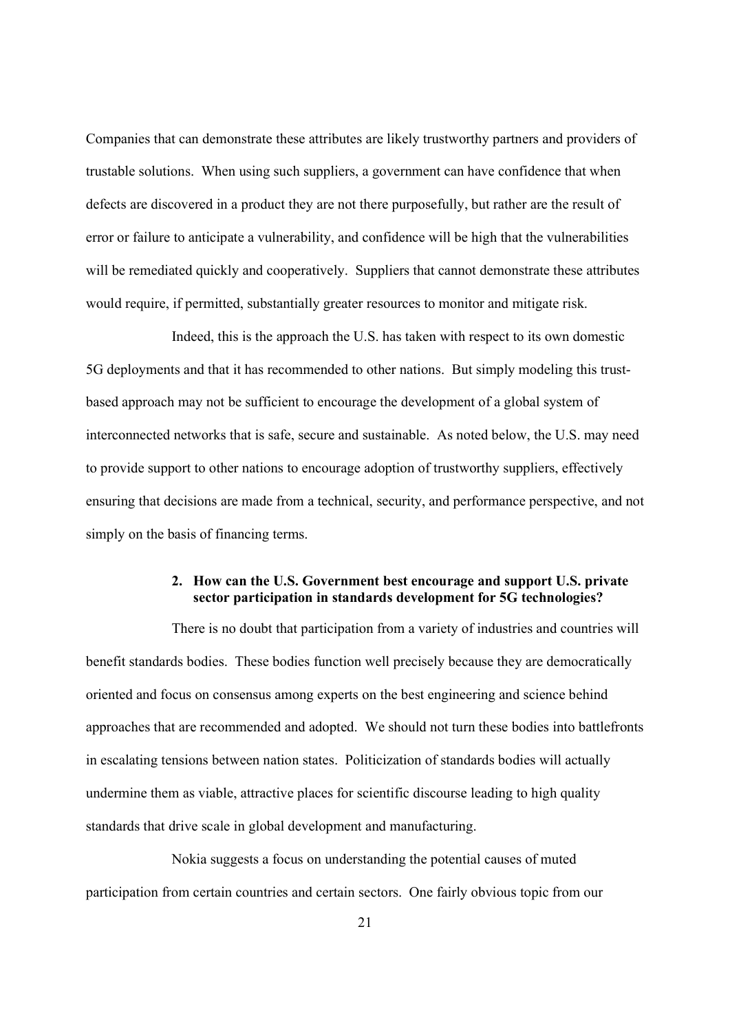Companies that can demonstrate these attributes are likely trustworthy partners and providers of trustable solutions. When using such suppliers, a government can have confidence that when defects are discovered in a product they are not there purposefully, but rather are the result of error or failure to anticipate a vulnerability, and confidence will be high that the vulnerabilities will be remediated quickly and cooperatively. Suppliers that cannot demonstrate these attributes would require, if permitted, substantially greater resources to monitor and mitigate risk.

Indeed, this is the approach the U.S. has taken with respect to its own domestic 5G deployments and that it has recommended to other nations. But simply modeling this trust-based approach may not be sufficient to encourage the development of a global system of interconnected networks that is safe, secure and sustainable. As noted below, the U.S. may need to provide support to other nations to encourage adoption of trustworthy suppliers, effectively ensuring that decisions are made from a technical, security, and performance perspective, and not simply on the basis of financing terms.

**2. How can the U.S. Government best encourage and support U.S. private sector participation in standards development for 5G technologies?**

There is no doubt that participation from a variety of industries and countries will benefit standards bodies. These bodies function well precisely because they are democratically oriented and focus on consensus among experts on the best engineering and science behind approaches that are recommended and adopted. We should not turn these bodies into battlefronts in escalating tensions between nation states. Politicization of standards bodies will actually undermine them as viable, attractive places for scientific discourse leading to high quality standards that drive scale in global development and manufacturing.

Nokia suggests a focus on understanding the potential causes of muted participation from certain countries and certain sectors. One fairly obvious topic from our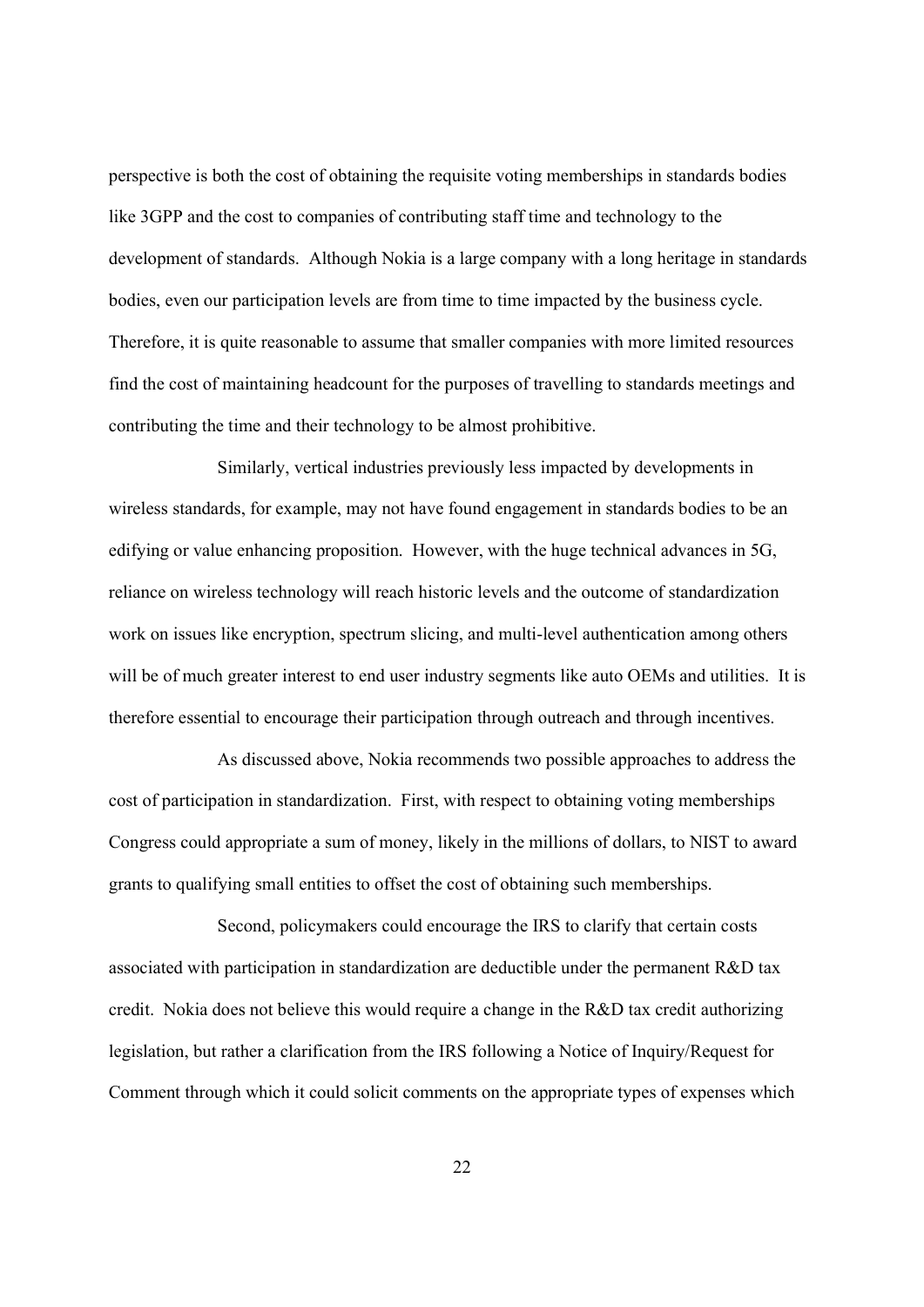perspective is both the cost of obtaining the requisite voting memberships in standards bodies like 3GPP and the cost to companies of contributing staff time and technology to the development of standards. Although Nokia is a large company with a long heritage in standards bodies, even our participation levels are from time to time impacted by the business cycle. Therefore, it is quite reasonable to assume that smaller companies with more limited resources find the cost of maintaining headcount for the purposes of travelling to standards meetings and contributing the time and their technology to be almost prohibitive.

Similarly, vertical industries previously less impacted by developments in wireless standards, for example, may not have found engagement in standards bodies to be an edifying or value enhancing proposition. However, with the huge technical advances in 5G, reliance on wireless technology will reach historic levels and the outcome of standardization work on issues like encryption, spectrum slicing, and multi-level authentication among others will be of much greater interest to end user industry segments like auto OEMs and utilities. It is therefore essential to encourage their participation through outreach and through incentives.

As discussed above, Nokia recommends two possible approaches to address the cost of participation in standardization. First, with respect to obtaining voting memberships Congress could appropriate a sum of money, likely in the millions of dollars, to NIST to award grants to qualifying small entities to offset the cost of obtaining such memberships.

Second, policymakers could encourage the IRS to clarify that certain costs associated with participation in standardization are deductible under the permanent R&D tax credit. Nokia does not believe this would require a change in the R&D tax credit authorizing legislation, but rather a clarification from the IRS following a Notice of Inquiry/Request for Comment through which it could solicit comments on the appropriate types of expenses which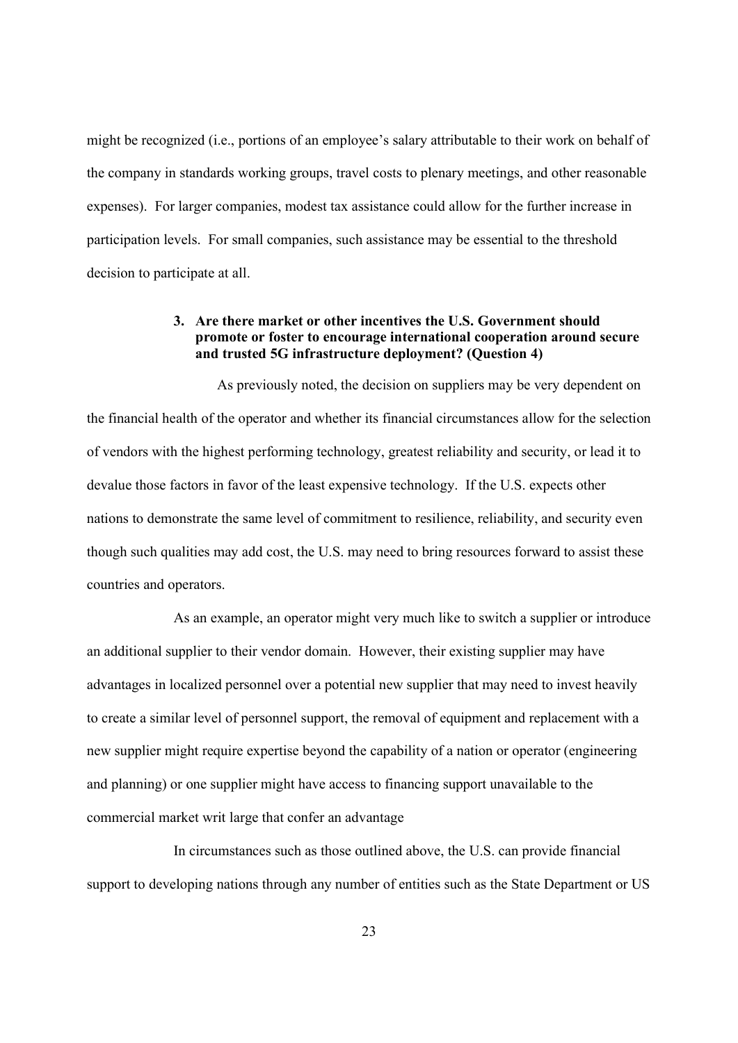might be recognized (i.e., portions of an employee's salary attributable to their work on behalf of the company in standards working groups, travel costs to plenary meetings, and other reasonable expenses). For larger companies, modest tax assistance could allow for the further increase in participation levels. For small companies, such assistance may be essential to the threshold decision to participate at all.

### 3. Are there market or other incentives the U.S. Government should promote or foster to encourage international cooperation around secure and trusted 5G infrastructure deployment? (Question 4)

As previously noted, the decision on suppliers may be very dependent on the financial health of the operator and whether its financial circumstances allow for the selection of vendors with the highest performing technology, greatest reliability and security, or lead it to devalue those factors in favor of the least expensive technology. If the U.S. expects other nations to demonstrate the same level of commitment to resilience, reliability, and security even though such qualities may add cost, the U.S. may need to bring resources forward to assist these countries and operators.

As an example, an operator might very much like to switch a supplier or introduce an additional supplier to their vendor domain. However, their existing supplier may have advantages in localized personnel over a potential new supplier that may need to invest heavily to create a similar level of personnel support, the removal of equipment and replacement with a new supplier might require expertise beyond the capability of a nation or operator (engineering and planning) or one supplier might have access to financing support unavailable to the commercial market writ large that confer an advantage

In circumstances such as those outlined above, the U.S. can provide financial support to developing nations through any number of entities such as the State Department or US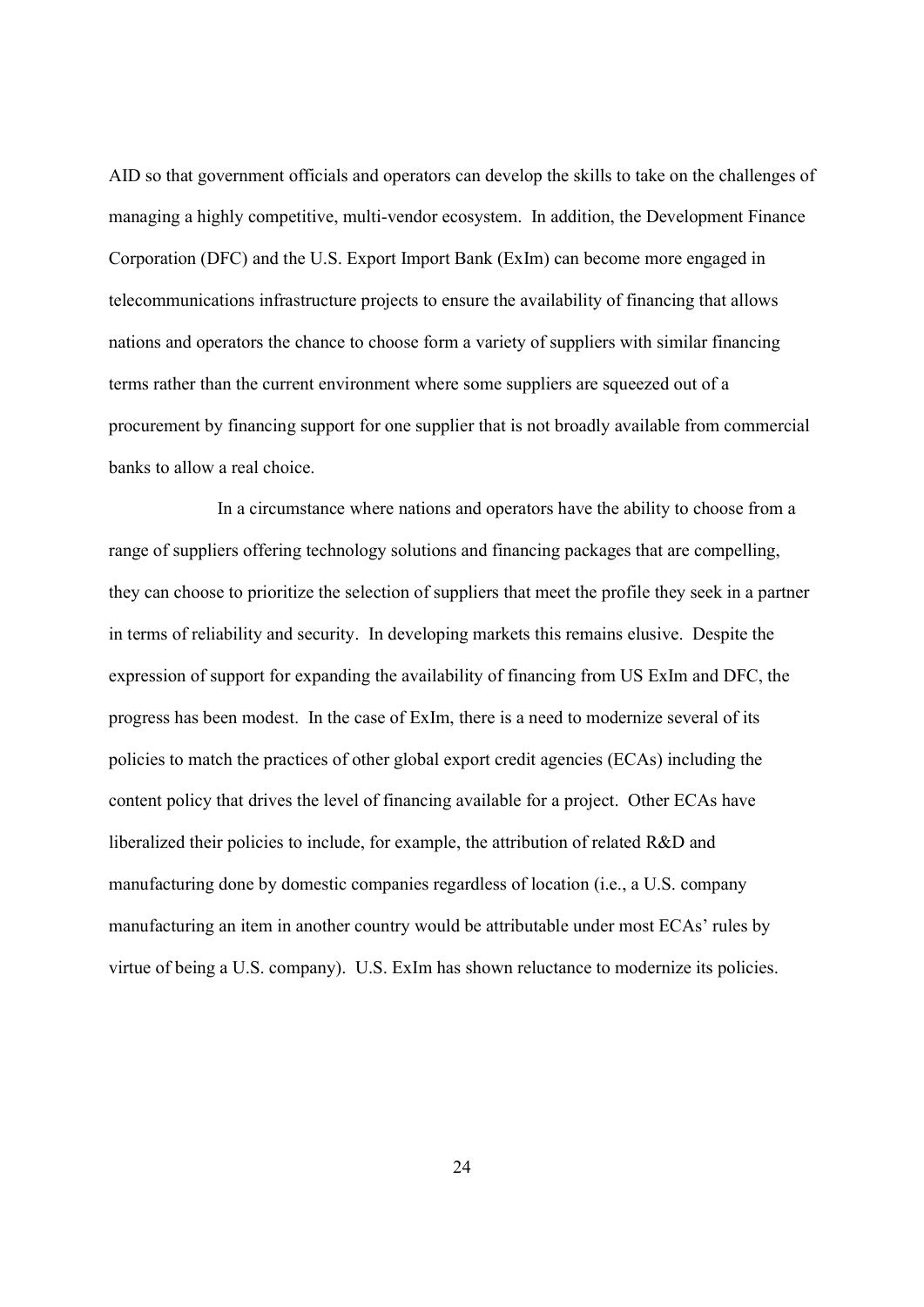AID so that government officials and operators can develop the skills to take on the challenges of managing a highly competitive, multi-vendor ecosystem. In addition, the Development Finance Corporation (DFC) and the U.S. Export Import Bank (ExIm) can become more engaged in telecommunications infrastructure projects to ensure the availability of financing that allows nations and operators the chance to choose form a variety of suppliers with similar financing terms rather than the current environment where some suppliers are squeezed out of a procurement by financing support for one supplier that is not broadly available from commercial banks to allow a real choice.

In a circumstance where nations and operators have the ability to choose from a range of suppliers offering technology solutions and financing packages that are compelling, they can choose to prioritize the selection of suppliers that meet the profile they seek in a partner in terms of reliability and security. In developing markets this remains elusive. Despite the expression of support for expanding the availability of financing from US ExIm and DFC, the progress has been modest. In the case of ExIm, there is a need to modernize several of its policies to match the practices of other global export credit agencies (ECAs) including the content policy that drives the level of financing available for a project. Other ECAs have liberalized their policies to include, for example, the attribution of related R&D and manufacturing done by domestic companies regardless of location (i.e., a U.S. company manufacturing an item in another country would be attributable under most ECAs' rules by virtue of being a U.S. company). U.S. ExIm has shown reluctance to modernize its policies.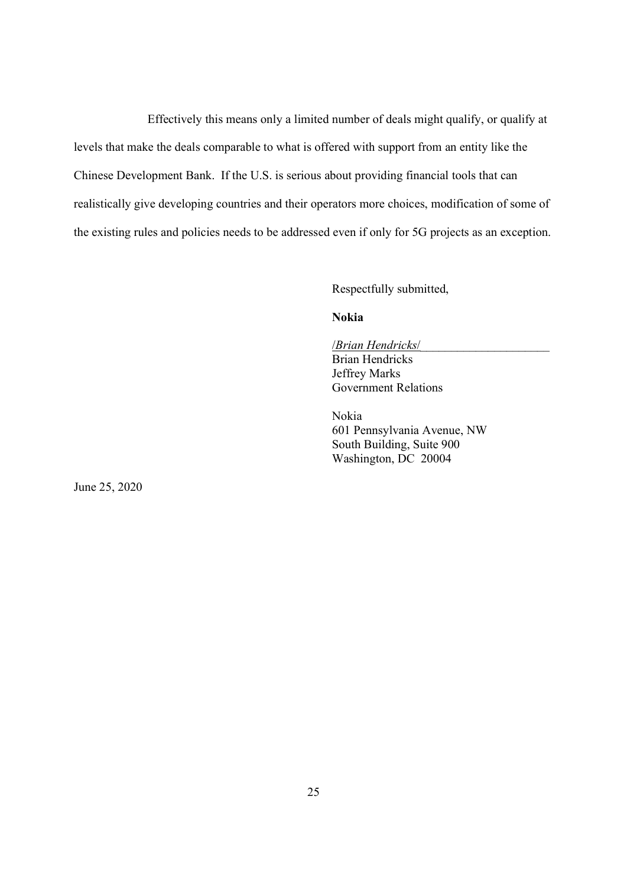Effectively this means only a limited number of deals might qualify, or qualify at levels that make the deals comparable to what is offered with support from an entity like the Chinese Development Bank. If the U.S. is serious about providing financial tools that can realistically give developing countries and their operators more choices, modification of some of the existing rules and policies needs to be addressed even if only for 5G projects as an exception.

Respectfully submitted,

**Nokia**

/*Brian Hendricks*/\_\_\_\_\_\_\_\_\_\_\_\_\_\_\_\_\_\_\_\_\_
Brian Hendricks
Jeffrey Marks
Government Relations

Nokia
601 Pennsylvania Avenue, NW
South Building, Suite 900
Washington, DC 20004

June 25, 2020